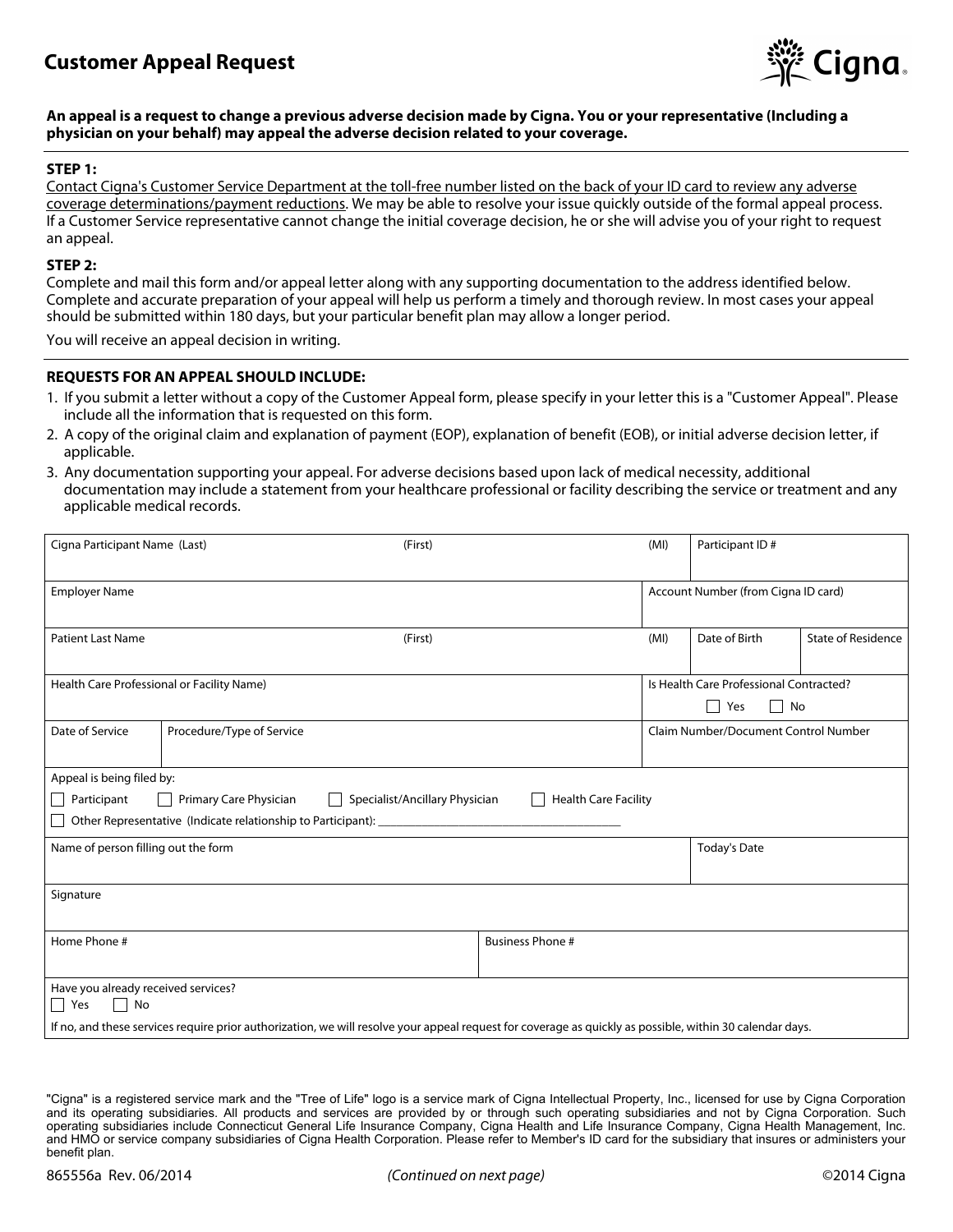# Customer Appeal Request

**An appeal is a request to change a previous adverse decision made by Cigna. You or your representative (Including a physician on your behalf) may appeal the adverse decision related to your coverage.**

**STEP 1:**

Contact Cigna's Customer Service Department at the toll-free number listed on the back of your ID card to review any adverse coverage determinations/payment reductions. We may be able to resolve your issue quickly outside of the formal appeal process. If a Customer Service representative cannot change the initial coverage decision, he or she will advise you of your right to request an appeal.

**STEP 2:**

Complete and mail this form and/or appeal letter along with any supporting documentation to the address identified below. Complete and accurate preparation of your appeal will help us perform a timely and thorough review. In most cases your appeal should be submitted within 180 days, but your particular benefit plan may allow a longer period.

You will receive an appeal decision in writing.

**REQUESTS FOR AN APPEAL SHOULD INCLUDE:**

1. If you submit a letter without a copy of the Customer Appeal form, please specify in your letter this is a "Customer Appeal". Please include all the information that is requested on this form.
2. A copy of the original claim and explanation of payment (EOP), explanation of benefit (EOB), or initial adverse decision letter, if applicable.
3. Any documentation supporting your appeal. For adverse decisions based upon lack of medical necessity, additional documentation may include a statement from your healthcare professional or facility describing the service or treatment and any applicable medical records.

| Cigna Participant Name (Last) | (First) | (MI) | Participant ID # |
|---|---|---|---|
| | | | |

| Employer Name | Account Number (from Cigna ID card) |
|---|---|
| | |

| Patient Last Name | (First) | (MI) | Date of Birth | State of Residence |
|---|---|---|---|---|
| | | | | |

| Health Care Professional or Facility Name) | Is Health Care Professional Contracted? ☐ Yes ☐ No |
|---|---|
| | |

| Date of Service | Procedure/Type of Service | Claim Number/Document Control Number |
|---|---|---|
| | | |

Appeal is being filed by:

☐ Participant ☐ Primary Care Physician ☐ Specialist/Ancillary Physician ☐ Health Care Facility

☐ Other Representative (Indicate relationship to Participant): ____________________

| Name of person filling out the form | Today's Date |
|---|---|
| | |

| Signature |
|---|
| |

| Home Phone # | Business Phone # |
|---|---|
| | |

Have you already received services?

☐ Yes ☐ No

If no, and these services require prior authorization, we will resolve your appeal request for coverage as quickly as possible, within 30 calendar days.

"Cigna" is a registered service mark and the "Tree of Life" logo is a service mark of Cigna Intellectual Property, Inc., licensed for use by Cigna Corporation and its operating subsidiaries. All products and services are provided by or through such operating subsidiaries and not by Cigna Corporation. Such operating subsidiaries include Connecticut General Life Insurance Company, Cigna Health and Life Insurance Company, Cigna Health Management, Inc. and HMO or service company subsidiaries of Cigna Health Corporation. Please refer to Member's ID card for the subsidiary that insures or administers your benefit plan.

865556a Rev. 06/2014 *(Continued on next page)* ©2014 Cigna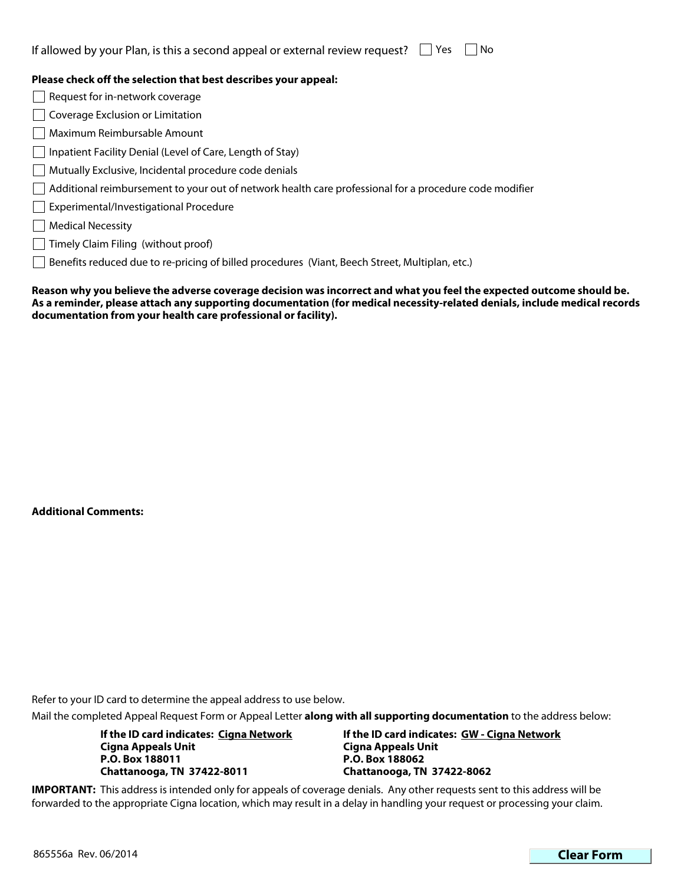If allowed by your Plan, is this a second appeal or external review request? ☐ Yes ☐ No

**Please check off the selection that best describes your appeal:**

- ☐ Request for in-network coverage
- ☐ Coverage Exclusion or Limitation
- ☐ Maximum Reimbursable Amount
- ☐ Inpatient Facility Denial (Level of Care, Length of Stay)
- ☐ Mutually Exclusive, Incidental procedure code denials
- ☐ Additional reimbursement to your out of network health care professional for a procedure code modifier
- ☐ Experimental/Investigational Procedure
- ☐ Medical Necessity
- ☐ Timely Claim Filing (without proof)
- ☐ Benefits reduced due to re-pricing of billed procedures (Viant, Beech Street, Multiplan, etc.)

**Reason why you believe the adverse coverage decision was incorrect and what you feel the expected outcome should be. As a reminder, please attach any supporting documentation (for medical necessity-related denials, include medical records documentation from your health care professional or facility).**

**Additional Comments:**

Refer to your ID card to determine the appeal address to use below.

Mail the completed Appeal Request Form or Appeal Letter **along with all supporting documentation** to the address below:

**If the ID card indicates: Cigna Network**
**Cigna Appeals Unit**
**P.O. Box 188011**
**Chattanooga, TN 37422-8011**

**If the ID card indicates: GW - Cigna Network**
**Cigna Appeals Unit**
**P.O. Box 188062**
**Chattanooga, TN 37422-8062**

**IMPORTANT:** This address is intended only for appeals of coverage denials. Any other requests sent to this address will be forwarded to the appropriate Cigna location, which may result in a delay in handling your request or processing your claim.

865556a Rev. 06/2014

Clear Form